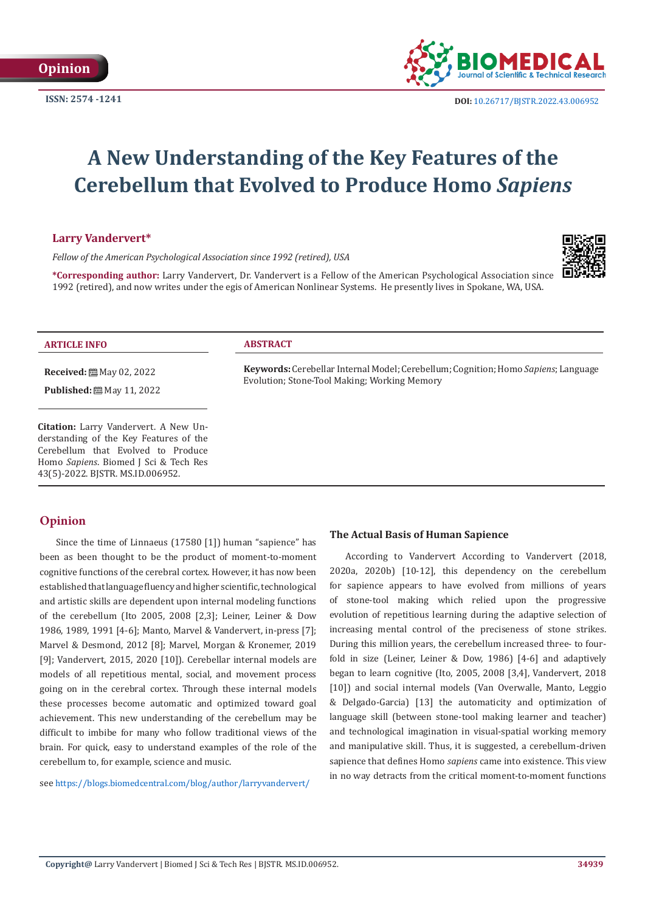Opinion

ISSN: 2574 -1241

DOI: 10.26717/BJSTR.2022.43.006952

# A New Understanding of the Key Features of the Cerebellum that Evolved to Produce Homo *Sapiens*

**Larry Vandervert***

*Fellow of the American Psychological Association since 1992 (retired), USA*

**\*Corresponding author:** Larry Vandervert, Dr. Vandervert is a Fellow of the American Psychological Association since 1992 (retired), and now writes under the egis of American Nonlinear Systems. He presently lives in Spokane, WA, USA.

**ARTICLE INFO**

**Received:** May 02, 2022

**Published:** May 11, 2022

**Citation:** Larry Vandervert. A New Understanding of the Key Features of the Cerebellum that Evolved to Produce Homo *Sapiens*. Biomed J Sci & Tech Res 43(5)-2022. BJSTR. MS.ID.006952.

**ABSTRACT**

**Keywords:** Cerebellar Internal Model; Cerebellum; Cognition; Homo *Sapiens*; Language Evolution; Stone-Tool Making; Working Memory

## Opinion

Since the time of Linnaeus (17580 [1]) human "sapience" has been as been thought to be the product of moment-to-moment cognitive functions of the cerebral cortex. However, it has now been established that language fluency and higher scientific, technological and artistic skills are dependent upon internal modeling functions of the cerebellum (Ito 2005, 2008 [2,3]; Leiner, Leiner & Dow 1986, 1989, 1991 [4-6]; Manto, Marvel & Vandervert, in-press [7]; Marvel & Desmond, 2012 [8]; Marvel, Morgan & Kronemer, 2019 [9]; Vandervert, 2015, 2020 [10]). Cerebellar internal models are models of all repetitious mental, social, and movement process going on in the cerebral cortex. Through these internal models these processes become automatic and optimized toward goal achievement. This new understanding of the cerebellum may be difficult to imbibe for many who follow traditional views of the brain. For quick, easy to understand examples of the role of the cerebellum to, for example, science and music.

see https://blogs.biomedcentral.com/blog/author/larryvandervert/

### The Actual Basis of Human Sapience

According to Vandervert According to Vandervert (2018, 2020a, 2020b) [10-12], this dependency on the cerebellum for sapience appears to have evolved from millions of years of stone-tool making which relied upon the progressive evolution of repetitious learning during the adaptive selection of increasing mental control of the preciseness of stone strikes. During this million years, the cerebellum increased three- to four-fold in size (Leiner, Leiner & Dow, 1986) [4-6] and adaptively began to learn cognitive (Ito, 2005, 2008 [3,4], Vandervert, 2018 [10]) and social internal models (Van Overwalle, Manto, Leggio & Delgado-Garcia) [13] the automaticity and optimization of language skill (between stone-tool making learner and teacher) and technological imagination in visual-spatial working memory and manipulative skill. Thus, it is suggested, a cerebellum-driven sapience that defines Homo *sapiens* came into existence. This view in no way detracts from the critical moment-to-moment functions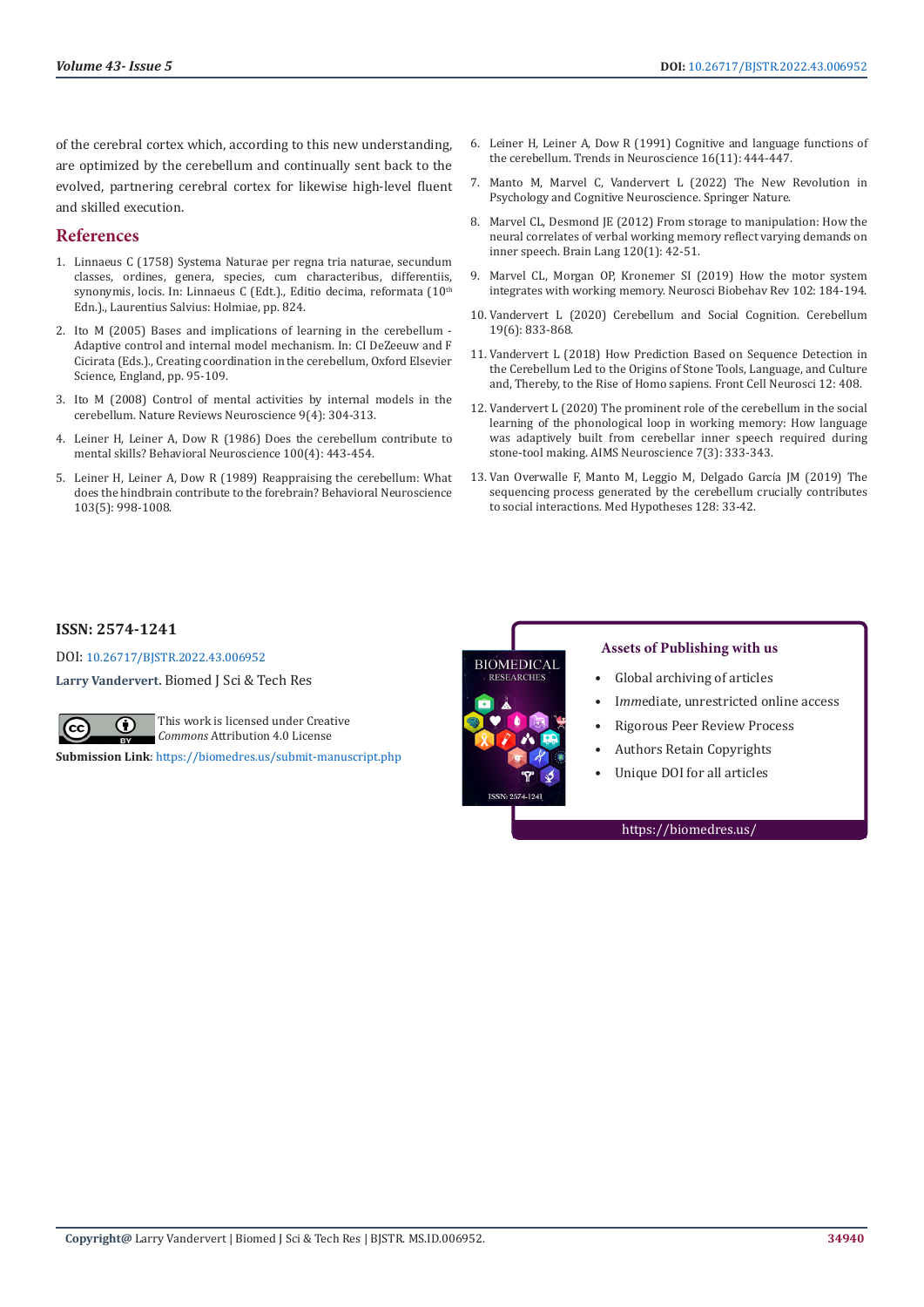of the cerebral cortex which, according to this new understanding, are optimized by the cerebellum and continually sent back to the evolved, partnering cerebral cortex for likewise high-level fluent and skilled execution.

## References

1. Linnaeus C (1758) Systema Naturae per regna tria naturae, secundum classes, ordines, genera, species, cum characteribus, differentiis, synonymis, locis. In: Linnaeus C (Edt.)., Editio decima, reformata (10th Edn.)., Laurentius Salvius: Holmiae, pp. 824.
2. Ito M (2005) Bases and implications of learning in the cerebellum - Adaptive control and internal model mechanism. In: CI DeZeeuw and F Cicirata (Eds.)., Creating coordination in the cerebellum, Oxford Elsevier Science, England, pp. 95-109.
3. Ito M (2008) Control of mental activities by internal models in the cerebellum. Nature Reviews Neuroscience 9(4): 304-313.
4. Leiner H, Leiner A, Dow R (1986) Does the cerebellum contribute to mental skills? Behavioral Neuroscience 100(4): 443-454.
5. Leiner H, Leiner A, Dow R (1989) Reappraising the cerebellum: What does the hindbrain contribute to the forebrain? Behavioral Neuroscience 103(5): 998-1008.
6. Leiner H, Leiner A, Dow R (1991) Cognitive and language functions of the cerebellum. Trends in Neuroscience 16(11): 444-447.
7. Manto M, Marvel C, Vandervert L (2022) The New Revolution in Psychology and Cognitive Neuroscience. Springer Nature.
8. Marvel CL, Desmond JE (2012) From storage to manipulation: How the neural correlates of verbal working memory reflect varying demands on inner speech. Brain Lang 120(1): 42-51.
9. Marvel CL, Morgan OP, Kronemer SI (2019) How the motor system integrates with working memory. Neurosci Biobehav Rev 102: 184-194.
10. Vandervert L (2020) Cerebellum and Social Cognition. Cerebellum 19(6): 833-868.
11. Vandervert L (2018) How Prediction Based on Sequence Detection in the Cerebellum Led to the Origins of Stone Tools, Language, and Culture and, Thereby, to the Rise of Homo sapiens. Front Cell Neurosci 12: 408.
12. Vandervert L (2020) The prominent role of the cerebellum in the social learning of the phonological loop in working memory: How language was adaptively built from cerebellar inner speech required during stone-tool making. AIMS Neuroscience 7(3): 333-343.
13. Van Overwalle F, Manto M, Leggio M, Delgado García JM (2019) The sequencing process generated by the cerebellum crucially contributes to social interactions. Med Hypotheses 128: 33-42.

**ISSN: 2574-1241**

DOI: 10.26717/BJSTR.2022.43.006952

**Larry Vandervert.** Biomed J Sci & Tech Res

This work is licensed under Creative *Commons* Attribution 4.0 License

**Submission Link**: https://biomedres.us/submit-manuscript.php

**Assets of Publishing with us**

- Global archiving of articles
- Immediate, unrestricted online access
- Rigorous Peer Review Process
- Authors Retain Copyrights
- Unique DOI for all articles

https://biomedres.us/